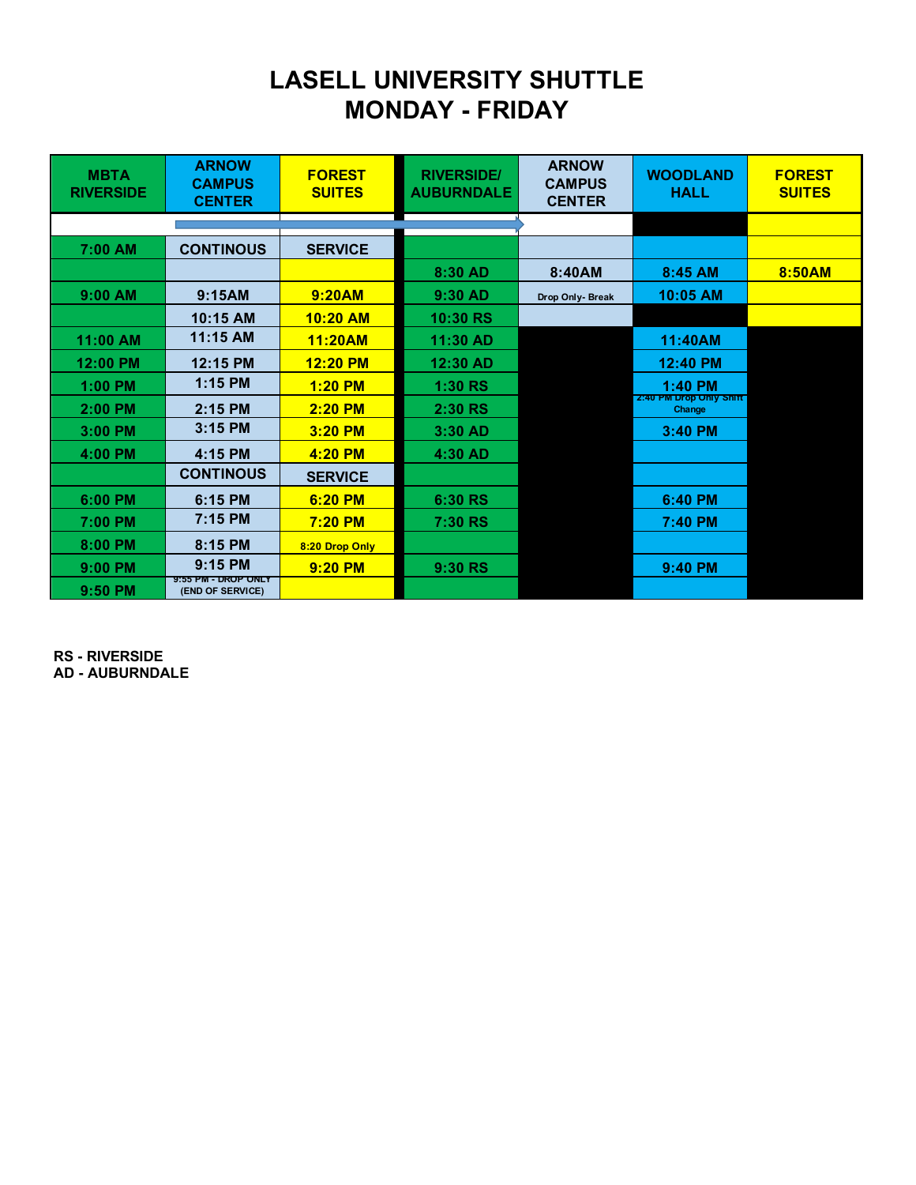# LASELL UNIVERSITY SHUTTLE
# MONDAY - FRIDAY

| MBTA RIVERSIDE | ARNOW CAMPUS CENTER | FOREST SUITES | RIVERSIDE/ AUBURNDALE | ARNOW CAMPUS CENTER | WOODLAND HALL | FOREST SUITES |
|---|---|---|---|---|---|---|
| | | | | | | |
| 7:00 AM | CONTINOUS | SERVICE | | | | |
| | | | 8:30 AD | 8:40AM | 8:45 AM | 8:50AM |
| 9:00 AM | 9:15AM | 9:20AM | 9:30 AD | Drop Only- Break | 10:05 AM | |
| | 10:15 AM | 10:20 AM | 10:30 RS | | | |
| 11:00 AM | 11:15 AM | 11:20AM | 11:30 AD | | 11:40AM | |
| 12:00 PM | 12:15 PM | 12:20 PM | 12:30 AD | | 12:40 PM | |
| 1:00 PM | 1:15 PM | 1:20 PM | 1:30 RS | | 1:40 PM | |
| 2:00 PM | 2:15 PM | 2:20 PM | 2:30 RS | | 2:40 PM Drop Only Shift Change | |
| 3:00 PM | 3:15 PM | 3:20 PM | 3:30 AD | | 3:40 PM | |
| 4:00 PM | 4:15 PM | 4:20 PM | 4:30 AD | | | |
| | CONTINOUS | SERVICE | | | | |
| 6:00 PM | 6:15 PM | 6:20 PM | 6:30 RS | | 6:40 PM | |
| 7:00 PM | 7:15 PM | 7:20 PM | 7:30 RS | | 7:40 PM | |
| 8:00 PM | 8:15 PM | 8:20 Drop Only | | | | |
| 9:00 PM | 9:15 PM | 9:20 PM | 9:30 RS | | 9:40 PM | |
| 9:50 PM | 9:55 PM - DROP ONLY (END OF SERVICE) | | | | | |

**RS - RIVERSIDE**
**AD - AUBURNDALE**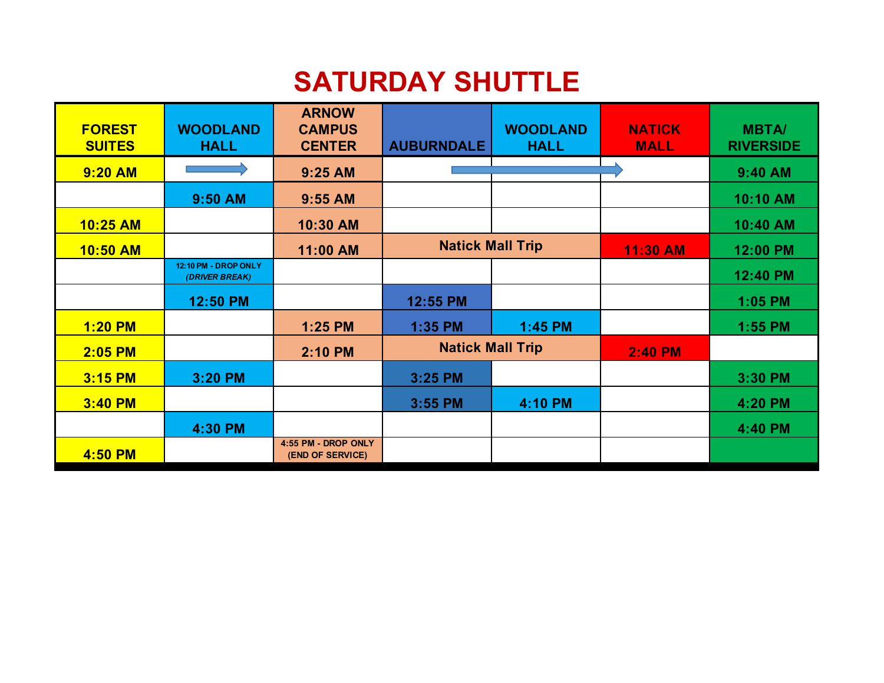# SATURDAY SHUTTLE

| FOREST SUITES | WOODLAND HALL | ARNOW CAMPUS CENTER | AUBURNDALE | WOODLAND HALL | NATICK MALL | MBTA/ RIVERSIDE |
|---|---|---|---|---|---|---|
| 9:20 AM | → | 9:25 AM | → | | | 9:40 AM |
| | 9:50 AM | 9:55 AM | | | | 10:10 AM |
| 10:25 AM | | 10:30 AM | | | | 10:40 AM |
| 10:50 AM | | 11:00 AM | Natick Mall Trip | | 11:30 AM | 12:00 PM |
| | 12:10 PM - DROP ONLY *(DRIVER BREAK)* | | | | | 12:40 PM |
| | 12:50 PM | | 12:55 PM | | | 1:05 PM |
| 1:20 PM | | 1:25 PM | 1:35 PM | 1:45 PM | | 1:55 PM |
| 2:05 PM | | 2:10 PM | Natick Mall Trip | | 2:40 PM | |
| 3:15 PM | 3:20 PM | | 3:25 PM | | | 3:30 PM |
| 3:40 PM | | | 3:55 PM | 4:10 PM | | 4:20 PM |
| | 4:30 PM | | | | | 4:40 PM |
| 4:50 PM | | 4:55 PM - DROP ONLY (END OF SERVICE) | | | | |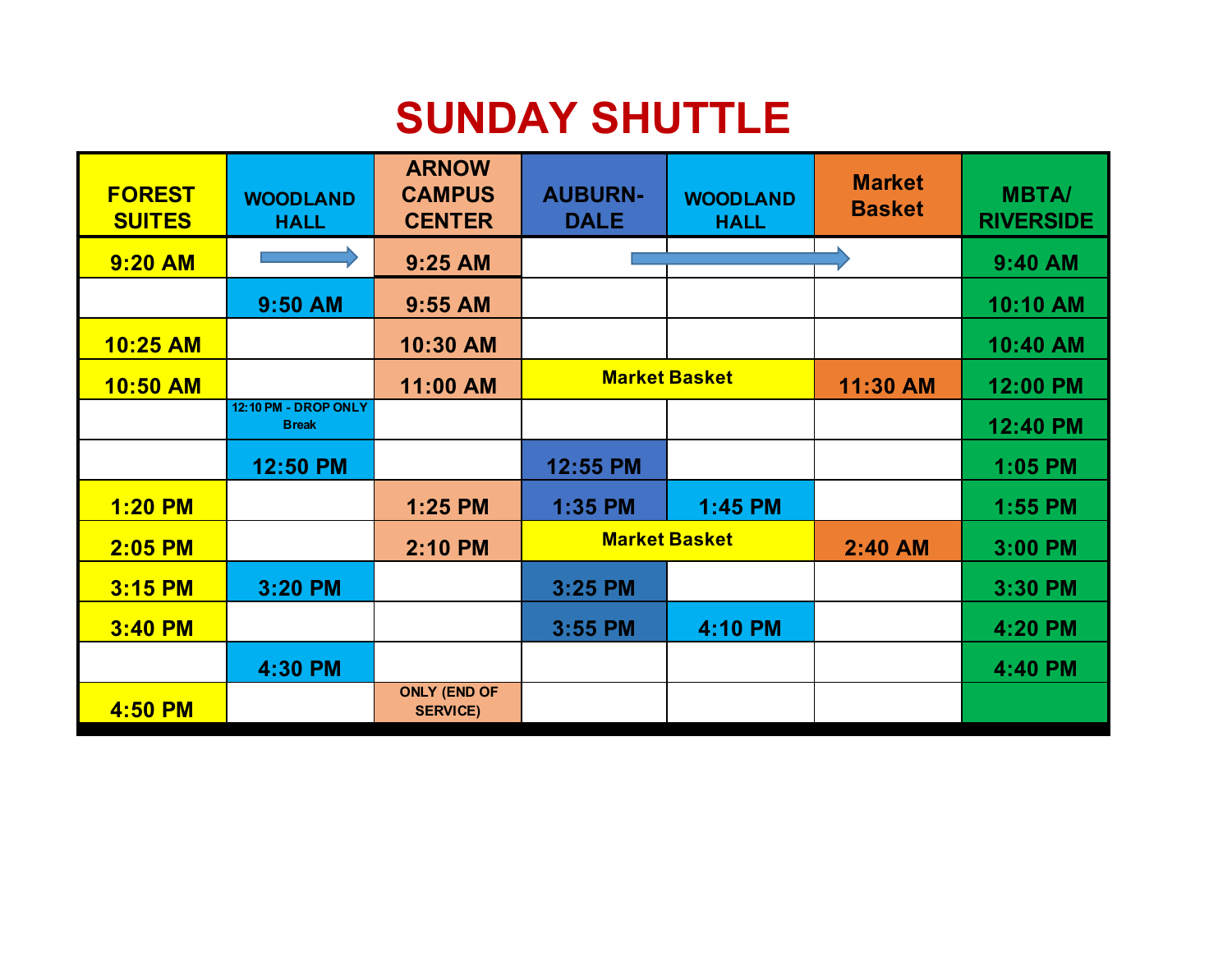# SUNDAY SHUTTLE

| FOREST SUITES | WOODLAND HALL | ARNOW CAMPUS CENTER | AUBURN-DALE | WOODLAND HALL | Market Basket | MBTA/ RIVERSIDE |
|---|---|---|---|---|---|---|
| 9:20 AM | → | 9:25 AM | → | | | 9:40 AM |
| | 9:50 AM | 9:55 AM | | | | 10:10 AM |
| 10:25 AM | | 10:30 AM | | | | 10:40 AM |
| 10:50 AM | | 11:00 AM | Market Basket | | 11:30 AM | 12:00 PM |
| | 12:10 PM - DROP ONLY Break | | | | | 12:40 PM |
| | 12:50 PM | | 12:55 PM | | | 1:05 PM |
| 1:20 PM | | 1:25 PM | 1:35 PM | 1:45 PM | | 1:55 PM |
| 2:05 PM | | 2:10 PM | Market Basket | | 2:40 AM | 3:00 PM |
| 3:15 PM | 3:20 PM | | 3:25 PM | | | 3:30 PM |
| 3:40 PM | | | 3:55 PM | 4:10 PM | | 4:20 PM |
| | 4:30 PM | | | | | 4:40 PM |
| 4:50 PM | | ONLY (END OF SERVICE) | | | | |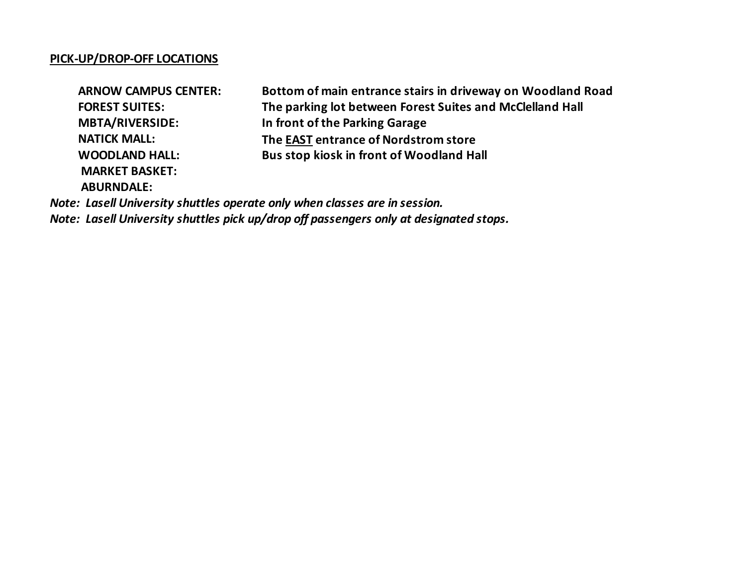**PICK-UP/DROP-OFF LOCATIONS**

| | |
|---|---|
| **ARNOW CAMPUS CENTER:** | **Bottom of main entrance stairs in driveway on Woodland Road** |
| **FOREST SUITES:** | **The parking lot between Forest Suites and McClelland Hall** |
| **MBTA/RIVERSIDE:** | **In front of the Parking Garage** |
| **NATICK MALL:** | **The EAST entrance of Nordstrom store** |
| **WOODLAND HALL:** | **Bus stop kiosk in front of Woodland Hall** |
| **MARKET BASKET:** | |
| **ABURNDALE:** | |

***Note: Lasell University shuttles operate only when classes are in session.***

***Note: Lasell University shuttles pick up/drop off passengers only at designated stops.***